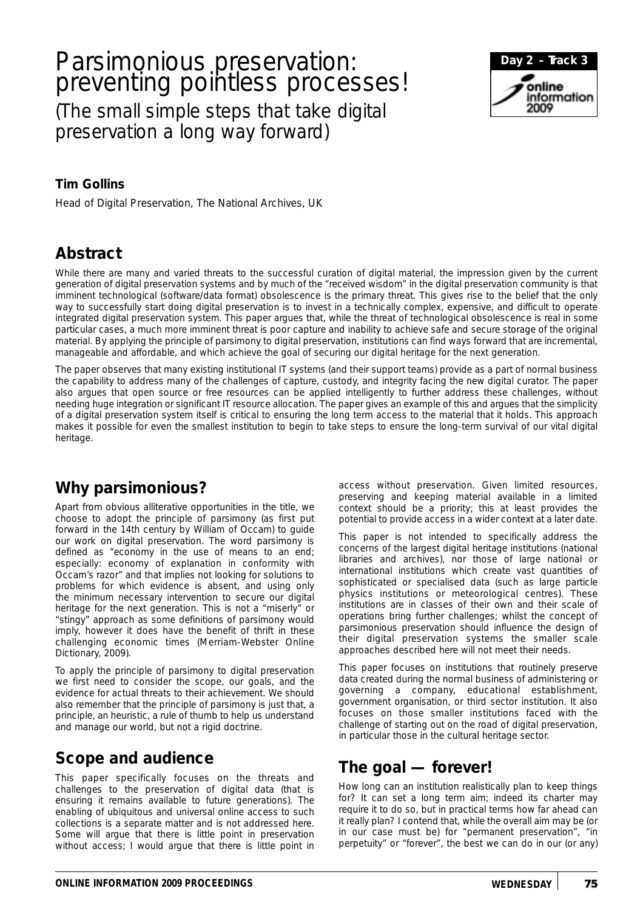# Parsimonious preservation: preventing pointless processes!

(The small simple steps that take digital preservation a long way forward)

**Tim Gollins**

Head of Digital Preservation, The National Archives, UK

## Abstract

While there are many and varied threats to the successful curation of digital material, the impression given by the current generation of digital preservation systems and by much of the "received wisdom" in the digital preservation community is that imminent technological (software/data format) obsolescence is the primary threat. This gives rise to the belief that the only way to successfully start doing digital preservation is to invest in a technically complex, expensive, and difficult to operate integrated digital preservation system. This paper argues that, while the threat of technological obsolescence is real in some particular cases, a much more imminent threat is poor capture and inability to achieve safe and secure storage of the original material. By applying the principle of parsimony to digital preservation, institutions can find ways forward that are incremental, manageable and affordable, and which achieve the goal of securing our digital heritage for the next generation.

The paper observes that many existing institutional IT systems (and their support teams) provide as a part of normal business the capability to address many of the challenges of capture, custody, and integrity facing the new digital curator. The paper also argues that open source or free resources can be applied intelligently to further address these challenges, without needing huge integration or significant IT resource allocation. The paper gives an example of this and argues that the simplicity of a digital preservation system itself is critical to ensuring the long term access to the material that it holds. This approach makes it possible for even the smallest institution to begin to take steps to ensure the long-term survival of our vital digital heritage.

## Why parsimonious?

Apart from obvious alliterative opportunities in the title, we choose to adopt the principle of parsimony (as first put forward in the 14th century by William of Occam) to guide our work on digital preservation. The word parsimony is defined as "economy in the use of means to an end; especially: economy of explanation in conformity with Occam's razor" and that implies not looking for solutions to problems for which evidence is absent, and using only the minimum necessary intervention to secure our digital heritage for the next generation. This is not a "miserly" or "stingy" approach as some definitions of parsimony would imply, however it does have the benefit of thrift in these challenging economic times (Merriam-Webster Online Dictionary, 2009).

To apply the principle of parsimony to digital preservation we first need to consider the scope, our goals, and the evidence for actual threats to their achievement. We should also remember that the principle of parsimony is just that, a principle, an heuristic, a rule of thumb to help us understand and manage our world, but not a rigid doctrine.

## Scope and audience

This paper specifically focuses on the threats and challenges to the preservation of digital data (that is ensuring it remains available to future generations). The enabling of ubiquitous and universal online access to such collections is a separate matter and is not addressed here. Some will argue that there is little point in preservation without access; I would argue that there is little point in access without preservation. Given limited resources, preserving and keeping material available in a limited context should be a priority; this at least provides the potential to provide access in a wider context at a later date.

This paper is not intended to specifically address the concerns of the largest digital heritage institutions (national libraries and archives), nor those of large national or international institutions which create vast quantities of sophisticated or specialised data (such as large particle physics institutions or meteorological centres). These institutions are in classes of their own and their scale of operations bring further challenges; whilst the concept of parsimonious preservation should influence the design of their digital preservation systems the smaller scale approaches described here will not meet their needs.

This paper focuses on institutions that routinely preserve data created during the normal business of administering or governing a company, educational establishment, government organisation, or third sector institution. It also focuses on those smaller institutions faced with the challenge of starting out on the road of digital preservation, in particular those in the cultural heritage sector.

## The goal — forever!

How long can an institution realistically plan to keep things for? It can set a long term aim; indeed its charter may require it to do so, but in practical terms how far ahead can it really plan? I contend that, while the overall aim may be (or in our case must be) for "permanent preservation", "in perpetuity" or "forever", the best we can do in our (or any)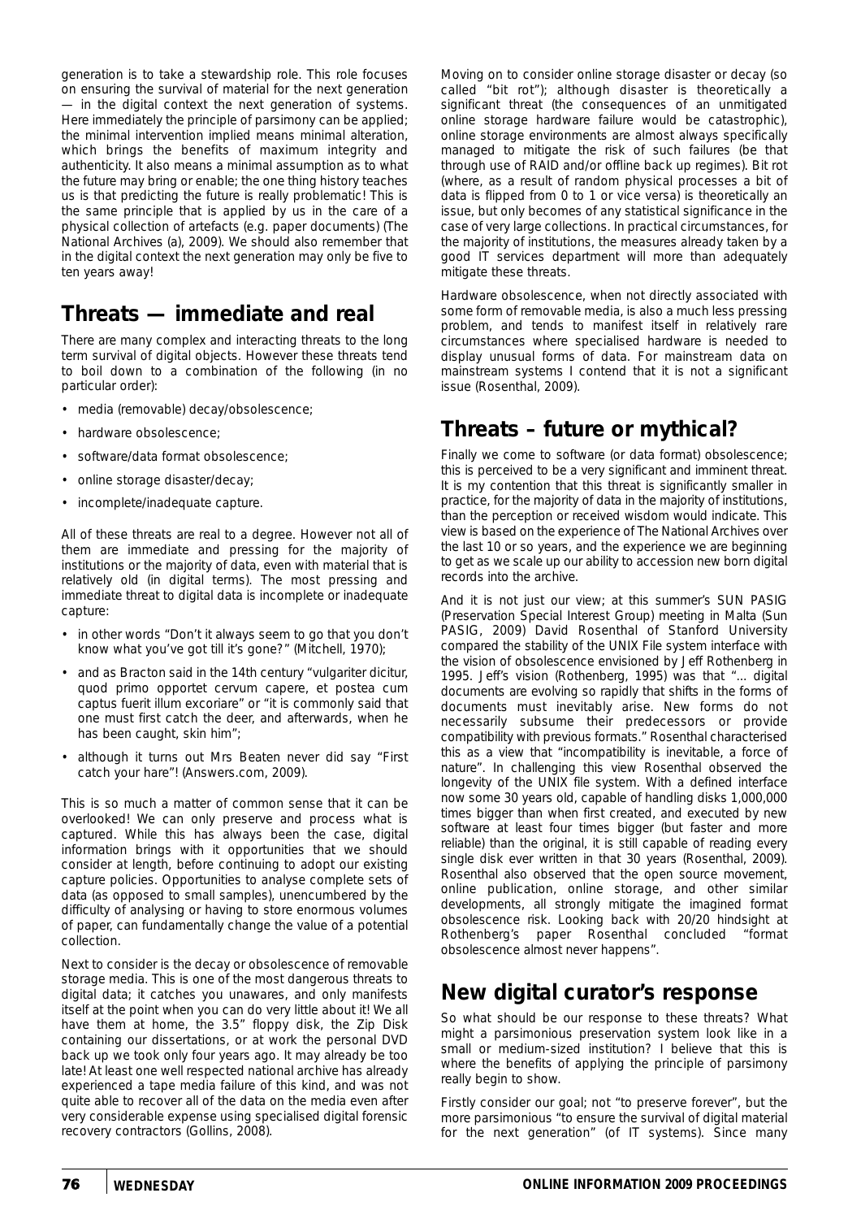generation is to take a stewardship role. This role focuses on ensuring the survival of material for the next generation — in the digital context the next generation of systems. Here immediately the principle of parsimony can be applied; the minimal intervention implied means minimal alteration, which brings the benefits of maximum integrity and authenticity. It also means a minimal assumption as to what the future may bring or enable; the one thing history teaches us is that predicting the future is really problematic! This is the same principle that is applied by us in the care of a physical collection of artefacts (e.g. paper documents) (The National Archives (a), 2009). We should also remember that in the digital context the next generation may only be five to ten years away!

## Threats — immediate and real

There are many complex and interacting threats to the long term survival of digital objects. However these threats tend to boil down to a combination of the following (in no particular order):

- media (removable) decay/obsolescence;
- hardware obsolescence;
- software/data format obsolescence;
- online storage disaster/decay;
- incomplete/inadequate capture.

All of these threats are real to a degree. However not all of them are immediate and pressing for the majority of institutions or the majority of data, even with material that is relatively old (in digital terms). The most pressing and immediate threat to digital data is incomplete or inadequate capture:

- in other words "Don't it always seem to go that you don't know what you've got till it's gone?" (Mitchell, 1970);
- and as Bracton said in the 14th century "vulgariter dicitur, quod primo opportet cervum capere, et postea cum captus fuerit illum excoriare" or "it is commonly said that one must first catch the deer, and afterwards, when he has been caught, skin him";
- although it turns out Mrs Beaten never did say "First catch your hare"! (Answers.com, 2009).

This is so much a matter of common sense that it can be overlooked! We can only preserve and process what is captured. While this has always been the case, digital information brings with it opportunities that we should consider at length, before continuing to adopt our existing capture policies. Opportunities to analyse complete sets of data (as opposed to small samples), unencumbered by the difficulty of analysing or having to store enormous volumes of paper, can fundamentally change the value of a potential collection.

Next to consider is the decay or obsolescence of removable storage media. This is one of the most dangerous threats to digital data; it catches you unawares, and only manifests itself at the point when you can do very little about it! We all have them at home, the 3.5" floppy disk, the Zip Disk containing our dissertations, or at work the personal DVD back up we took only four years ago. It may already be too late! At least one well respected national archive has already experienced a tape media failure of this kind, and was not quite able to recover all of the data on the media even after very considerable expense using specialised digital forensic recovery contractors (Gollins, 2008).

Moving on to consider online storage disaster or decay (so called "bit rot"); although disaster is theoretically a significant threat (the consequences of an unmitigated online storage hardware failure would be catastrophic), online storage environments are almost always specifically managed to mitigate the risk of such failures (be that through use of RAID and/or offline back up regimes). Bit rot (where, as a result of random physical processes a bit of data is flipped from 0 to 1 or vice versa) is theoretically an issue, but only becomes of any statistical significance in the case of very large collections. In practical circumstances, for the majority of institutions, the measures already taken by a good IT services department will more than adequately mitigate these threats.

Hardware obsolescence, when not directly associated with some form of removable media, is also a much less pressing problem, and tends to manifest itself in relatively rare circumstances where specialised hardware is needed to display unusual forms of data. For mainstream data on mainstream systems I contend that it is not a significant issue (Rosenthal, 2009).

## Threats – future or mythical?

Finally we come to software (or data format) obsolescence; this is perceived to be a very significant and imminent threat. It is my contention that this threat is significantly smaller in practice, for the majority of data in the majority of institutions, than the perception or received wisdom would indicate. This view is based on the experience of The National Archives over the last 10 or so years, and the experience we are beginning to get as we scale up our ability to accession new born digital records into the archive.

And it is not just our view; at this summer's SUN PASIG (Preservation Special Interest Group) meeting in Malta (Sun PASIG, 2009) David Rosenthal of Stanford University compared the stability of the UNIX File system interface with the vision of obsolescence envisioned by Jeff Rothenberg in 1995. Jeff's vision (Rothenberg, 1995) was that "... digital documents are evolving so rapidly that shifts in the forms of documents must inevitably arise. New forms do not necessarily subsume their predecessors or provide compatibility with previous formats." Rosenthal characterised this as a view that "incompatibility is inevitable, a force of nature". In challenging this view Rosenthal observed the longevity of the UNIX file system. With a defined interface now some 30 years old, capable of handling disks 1,000,000 times bigger than when first created, and executed by new software at least four times bigger (but faster and more reliable) than the original, it is still capable of reading every single disk ever written in that 30 years (Rosenthal, 2009). Rosenthal also observed that the open source movement, online publication, online storage, and other similar developments, all strongly mitigate the imagined format obsolescence risk. Looking back with 20/20 hindsight at Rothenberg's paper Rosenthal concluded "format obsolescence almost never happens".

## New digital curator's response

So what should be our response to these threats? What might a parsimonious preservation system look like in a small or medium-sized institution? I believe that this is where the benefits of applying the principle of parsimony really begin to show.

Firstly consider our goal; not "to preserve forever", but the more parsimonious "to ensure the survival of digital material for the next generation" (of IT systems). Since many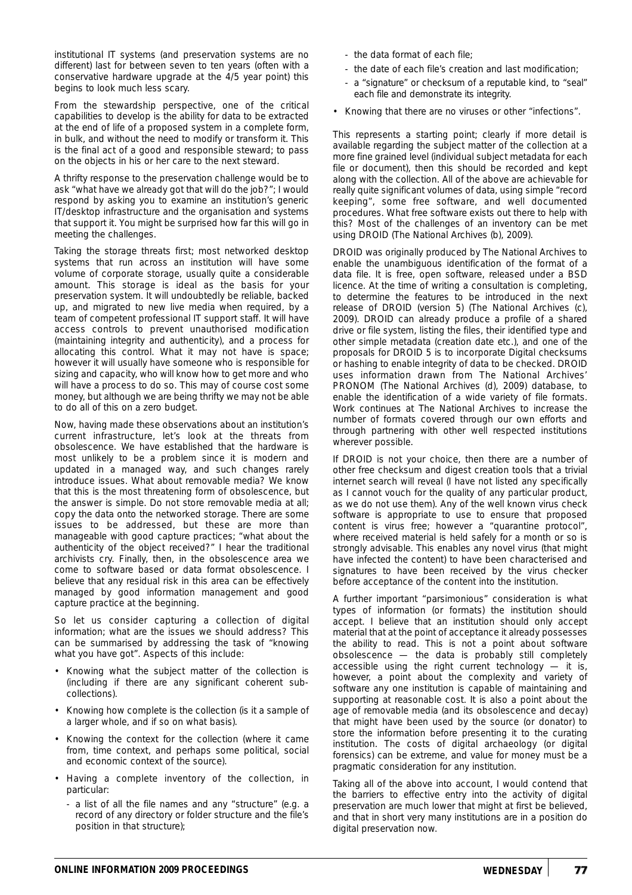institutional IT systems (and preservation systems are no different) last for between seven to ten years (often with a conservative hardware upgrade at the 4/5 year point) this begins to look much less scary.

From the stewardship perspective, one of the critical capabilities to develop is the ability for data to be extracted at the end of life of a proposed system in a complete form, in bulk, and without the need to modify or transform it. This is the final act of a good and responsible steward; to pass on the objects in his or her care to the next steward.

A thrifty response to the preservation challenge would be to ask "what have we already got that will do the job?"; I would respond by asking you to examine an institution's generic IT/desktop infrastructure and the organisation and systems that support it. You might be surprised how far this will go in meeting the challenges.

Taking the storage threats first; most networked desktop systems that run across an institution will have some volume of corporate storage, usually quite a considerable amount. This storage is ideal as the basis for your preservation system. It will undoubtedly be reliable, backed up, and migrated to new live media when required, by a team of competent professional IT support staff. It will have access controls to prevent unauthorised modification (maintaining integrity and authenticity), and a process for allocating this control. What it may not have is space; however it will usually have someone who is responsible for sizing and capacity, who will know how to get more and who will have a process to do so. This may of course cost some money, but although we are being thrifty we may not be able to do all of this on a zero budget.

Now, having made these observations about an institution's current infrastructure, let's look at the threats from obsolescence. We have established that the hardware is most unlikely to be a problem since it is modern and updated in a managed way, and such changes rarely introduce issues. What about removable media? We know that this is the most threatening form of obsolescence, but the answer is simple. Do not store removable media at all; copy the data onto the networked storage. There are some issues to be addressed, but these are more than manageable with good capture practices; "what about the authenticity of the object received?" I hear the traditional archivists cry. Finally, then, in the obsolescence area we come to software based or data format obsolescence. I believe that any residual risk in this area can be effectively managed by good information management and good capture practice at the beginning.

So let us consider capturing a collection of digital information; what are the issues we should address? This can be summarised by addressing the task of "knowing what you have got". Aspects of this include:

- Knowing what the subject matter of the collection is (including if there are any significant coherent sub-collections).
- Knowing how complete is the collection (is it a sample of a larger whole, and if so on what basis).
- Knowing the context for the collection (where it came from, time context, and perhaps some political, social and economic context of the source).
- Having a complete inventory of the collection, in particular:
  - a list of all the file names and any "structure" (e.g. a record of any directory or folder structure and the file's position in that structure);
  - the data format of each file;
  - the date of each file's creation and last modification;
  - a "signature" or checksum of a reputable kind, to "seal" each file and demonstrate its integrity.
- Knowing that there are no viruses or other "infections".

This represents a starting point; clearly if more detail is available regarding the subject matter of the collection at a more fine grained level (individual subject metadata for each file or document), then this should be recorded and kept along with the collection. All of the above are achievable for really quite significant volumes of data, using simple "record keeping", some free software, and well documented procedures. What free software exists out there to help with this? Most of the challenges of an inventory can be met using DROID (The National Archives (b), 2009).

DROID was originally produced by The National Archives to enable the unambiguous identification of the format of a data file. It is free, open software, released under a BSD licence. At the time of writing a consultation is completing, to determine the features to be introduced in the next release of DROID (version 5) (The National Archives (c), 2009). DROID can already produce a profile of a shared drive or file system, listing the files, their identified type and other simple metadata (creation date etc.), and one of the proposals for DROID 5 is to incorporate Digital checksums or hashing to enable integrity of data to be checked. DROID uses information drawn from The National Archives' PRONOM (The National Archives (d), 2009) database, to enable the identification of a wide variety of file formats. Work continues at The National Archives to increase the number of formats covered through our own efforts and through partnering with other well respected institutions wherever possible.

If DROID is not your choice, then there are a number of other free checksum and digest creation tools that a trivial internet search will reveal (I have not listed any specifically as I cannot vouch for the quality of any particular product, as we do not use them). Any of the well known virus check software is appropriate to use to ensure that proposed content is virus free; however a "quarantine protocol", where received material is held safely for a month or so is strongly advisable. This enables any novel virus (that might have infected the content) to have been characterised and signatures to have been received by the virus checker before acceptance of the content into the institution.

A further important "parsimonious" consideration is what types of information (or formats) the institution should accept. I believe that an institution should only accept material that at the point of acceptance it already possesses the ability to read. This is not a point about software obsolescence — the data is probably still completely accessible using the right current technology — it is, however, a point about the complexity and variety of software any one institution is capable of maintaining and supporting at reasonable cost. It is also a point about the age of removable media (and its obsolescence and decay) that might have been used by the source (or donator) to store the information before presenting it to the curating institution. The costs of digital archaeology (or digital forensics) can be extreme, and value for money must be a pragmatic consideration for any institution.

Taking all of the above into account, I would contend that the barriers to effective entry into the activity of digital preservation are much lower that might at first be believed, and that in short very many institutions are in a position do digital preservation now.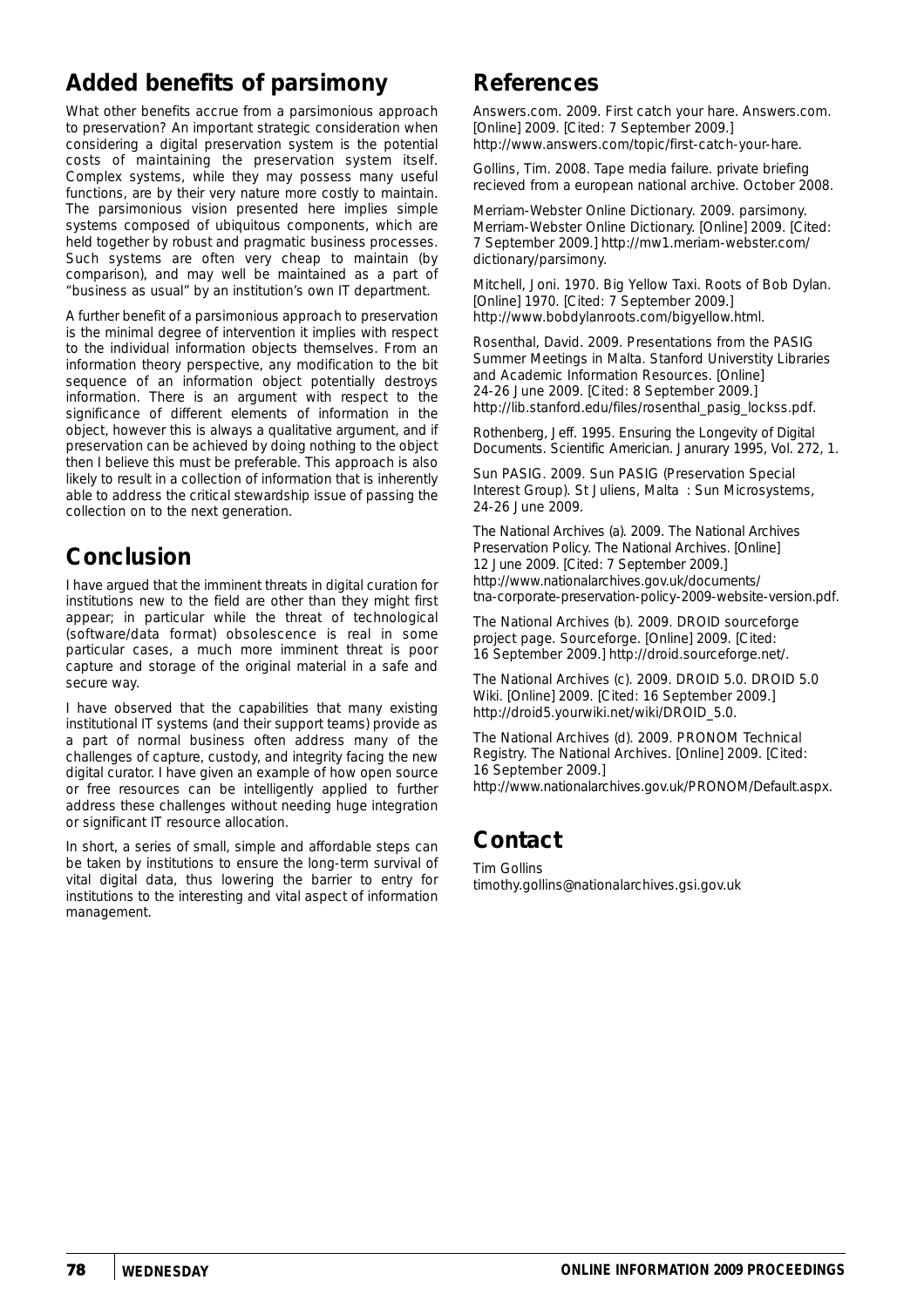## Added benefits of parsimony

What other benefits accrue from a parsimonious approach to preservation? An important strategic consideration when considering a digital preservation system is the potential costs of maintaining the preservation system itself. Complex systems, while they may possess many useful functions, are by their very nature more costly to maintain. The parsimonious vision presented here implies simple systems composed of ubiquitous components, which are held together by robust and pragmatic business processes. Such systems are often very cheap to maintain (by comparison), and may well be maintained as a part of "business as usual" by an institution's own IT department.

A further benefit of a parsimonious approach to preservation is the minimal degree of intervention it implies with respect to the individual information objects themselves. From an information theory perspective, any modification to the bit sequence of an information object potentially destroys information. There is an argument with respect to the significance of different elements of information in the object, however this is always a qualitative argument, and if preservation can be achieved by doing nothing to the object then I believe this must be preferable. This approach is also likely to result in a collection of information that is inherently able to address the critical stewardship issue of passing the collection on to the next generation.

## Conclusion

I have argued that the imminent threats in digital curation for institutions new to the field are other than they might first appear; in particular while the threat of technological (software/data format) obsolescence is real in some particular cases, a much more imminent threat is poor capture and storage of the original material in a safe and secure way.

I have observed that the capabilities that many existing institutional IT systems (and their support teams) provide as a part of normal business often address many of the challenges of capture, custody, and integrity facing the new digital curator. I have given an example of how open source or free resources can be intelligently applied to further address these challenges without needing huge integration or significant IT resource allocation.

In short, a series of small, simple and affordable steps can be taken by institutions to ensure the long-term survival of vital digital data, thus lowering the barrier to entry for institutions to the interesting and vital aspect of information management.

## References

Answers.com. 2009. First catch your hare. Answers.com. [Online] 2009. [Cited: 7 September 2009.] http://www.answers.com/topic/first-catch-your-hare.

Gollins, Tim. 2008. Tape media failure. private briefing recieved from a european national archive. October 2008.

Merriam-Webster Online Dictionary. 2009. parsimony. Merriam-Webster Online Dictionary. [Online] 2009. [Cited: 7 September 2009.] http://mw1.meriam-webster.com/dictionary/parsimony.

Mitchell, Joni. 1970. Big Yellow Taxi. Roots of Bob Dylan. [Online] 1970. [Cited: 7 September 2009.] http://www.bobdylanroots.com/bigyellow.html.

Rosenthal, David. 2009. Presentations from the PASIG Summer Meetings in Malta. Stanford Universtity Libraries and Academic Information Resources. [Online] 24-26 June 2009. [Cited: 8 September 2009.] http://lib.stanford.edu/files/rosenthal_pasig_lockss.pdf.

Rothenberg, Jeff. 1995. Ensuring the Longevity of Digital Documents. Scientific Americian. Janurary 1995, Vol. 272, 1.

Sun PASIG. 2009. Sun PASIG (Preservation Special Interest Group). St Juliens, Malta : Sun Microsystems, 24-26 June 2009.

The National Archives (a). 2009. The National Archives Preservation Policy. The National Archives. [Online] 12 June 2009. [Cited: 7 September 2009.] http://www.nationalarchives.gov.uk/documents/tna-corporate-preservation-policy-2009-website-version.pdf.

The National Archives (b). 2009. DROID sourceforge project page. Sourceforge. [Online] 2009. [Cited: 16 September 2009.] http://droid.sourceforge.net/.

The National Archives (c). 2009. DROID 5.0. DROID 5.0 Wiki. [Online] 2009. [Cited: 16 September 2009.] http://droid5.yourwiki.net/wiki/DROID_5.0.

The National Archives (d). 2009. PRONOM Technical Registry. The National Archives. [Online] 2009. [Cited: 16 September 2009.] http://www.nationalarchives.gov.uk/PRONOM/Default.aspx.

## Contact

Tim Gollins
timothy.gollins@nationalarchives.gsi.gov.uk